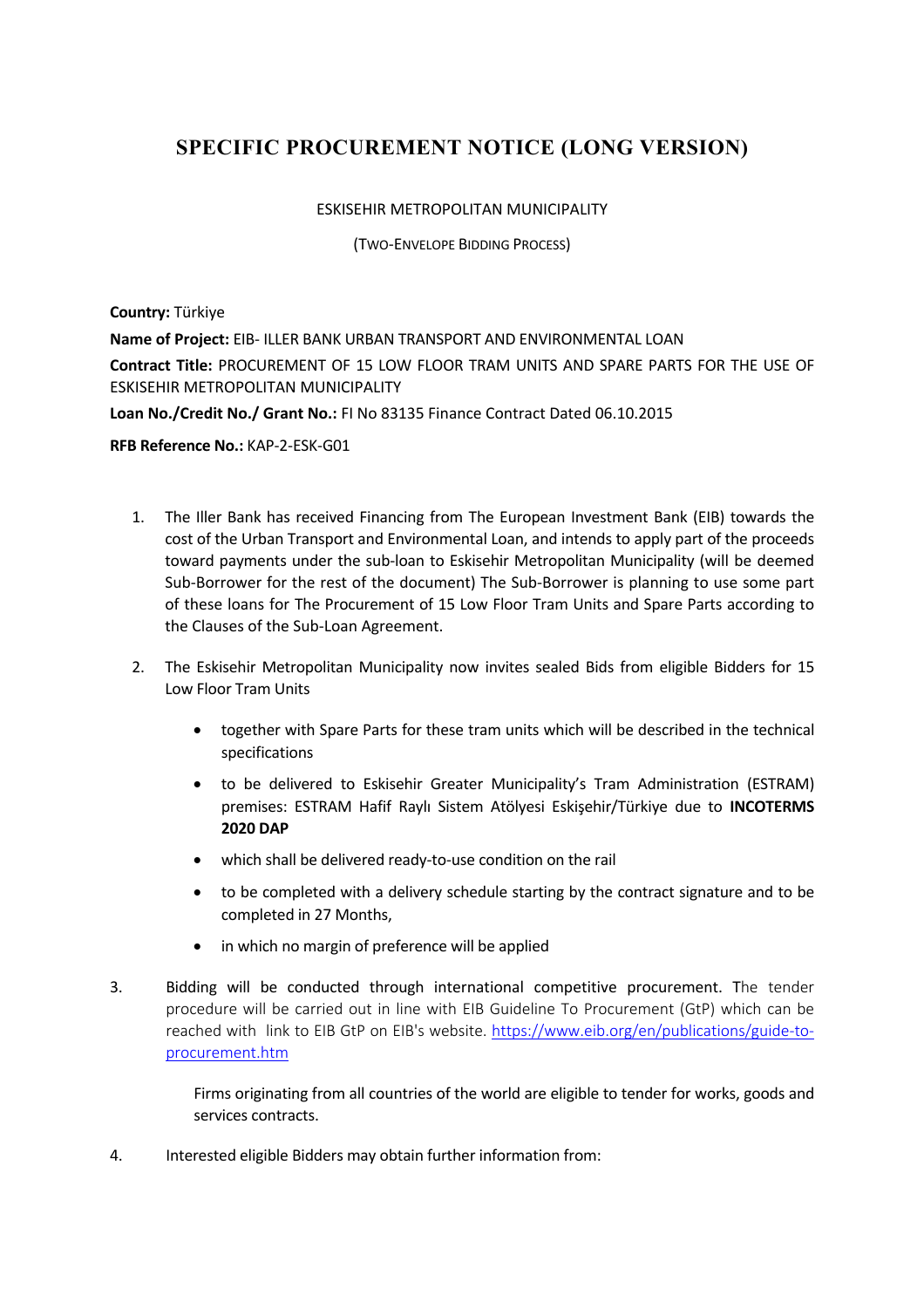# SPECIFIC PROCUREMENT NOTICE (LONG VERSION)

ESKISEHIR METROPOLITAN MUNICIPALITY

(TWO-ENVELOPE BIDDING PROCESS)

**Country:** Türkiye

**Name of Project:** EIB- ILLER BANK URBAN TRANSPORT AND ENVIRONMENTAL LOAN

**Contract Title:** PROCUREMENT OF 15 LOW FLOOR TRAM UNITS AND SPARE PARTS FOR THE USE OF ESKISEHIR METROPOLITAN MUNICIPALITY

**Loan No./Credit No./ Grant No.:** FI No 83135 Finance Contract Dated 06.10.2015

**RFB Reference No.:** KAP-2-ESK-G01

1. The Iller Bank has received Financing from The European Investment Bank (EIB) towards the cost of the Urban Transport and Environmental Loan, and intends to apply part of the proceeds toward payments under the sub-loan to Eskisehir Metropolitan Municipality (will be deemed Sub-Borrower for the rest of the document) The Sub-Borrower is planning to use some part of these loans for The Procurement of 15 Low Floor Tram Units and Spare Parts according to the Clauses of the Sub-Loan Agreement.

2. The Eskisehir Metropolitan Municipality now invites sealed Bids from eligible Bidders for 15 Low Floor Tram Units

   - together with Spare Parts for these tram units which will be described in the technical specifications
   - to be delivered to Eskisehir Greater Municipality's Tram Administration (ESTRAM) premises: ESTRAM Hafif Raylı Sistem Atölyesi Eskişehir/Türkiye due to **INCOTERMS 2020 DAP**
   - which shall be delivered ready-to-use condition on the rail
   - to be completed with a delivery schedule starting by the contract signature and to be completed in 27 Months,
   - in which no margin of preference will be applied

3. Bidding will be conducted through international competitive procurement. The tender procedure will be carried out in line with EIB Guideline To Procurement (GtP) which can be reached with link to EIB GtP on EIB's website. https://www.eib.org/en/publications/guide-to-procurement.htm

   Firms originating from all countries of the world are eligible to tender for works, goods and services contracts.

4. Interested eligible Bidders may obtain further information from: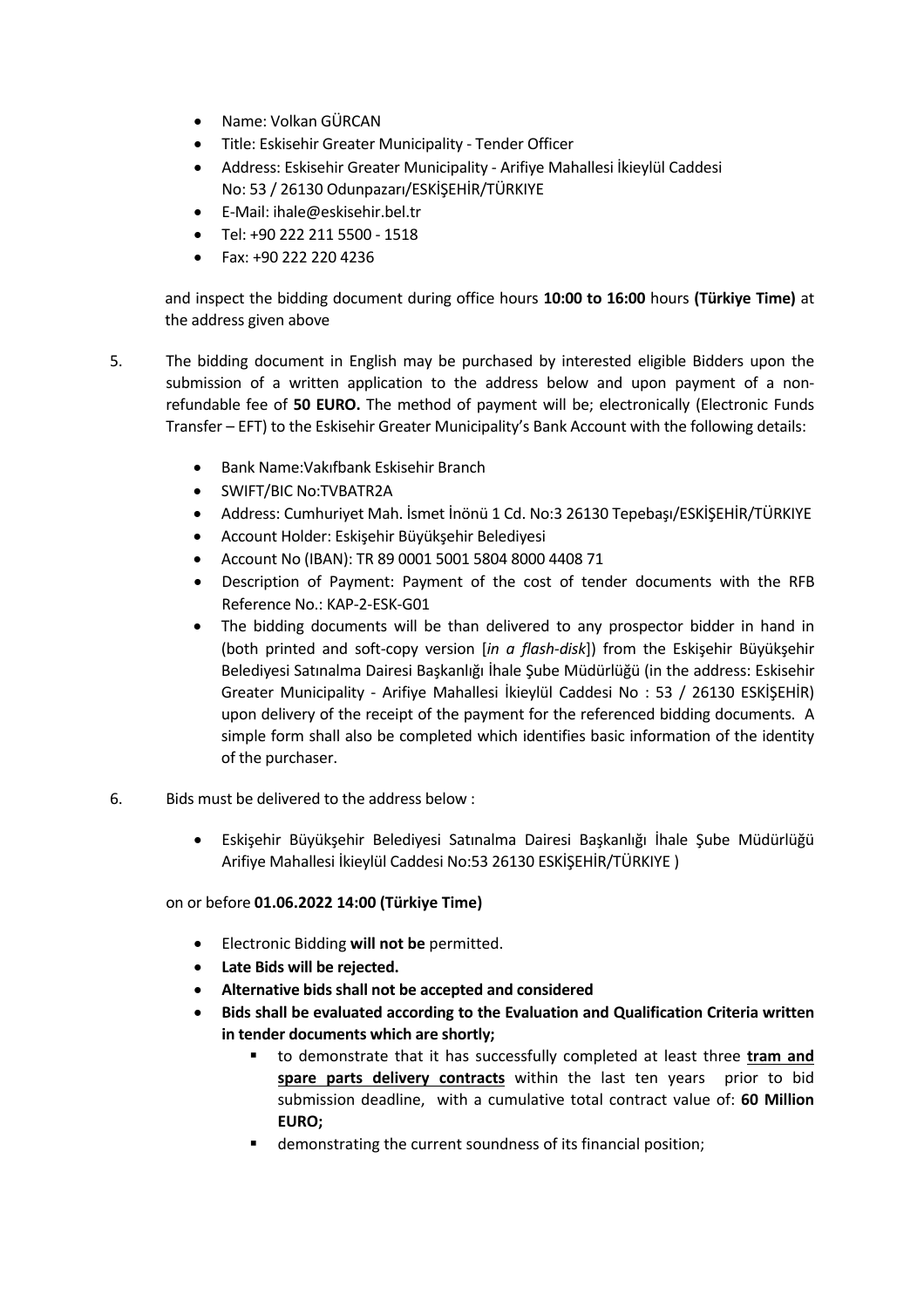- Name: Volkan GÜRCAN
- Title: Eskisehir Greater Municipality - Tender Officer
- Address: Eskisehir Greater Municipality - Arifiye Mahallesi İkieylül Caddesi No: 53 / 26130 Odunpazarı/ESKİŞEHİR/TÜRKIYE
- E-Mail: ihale@eskisehir.bel.tr
- Tel: +90 222 211 5500 - 1518
- Fax: +90 222 220 4236

and inspect the bidding document during office hours **10:00 to 16:00** hours **(Türkiye Time)** at the address given above

5. The bidding document in English may be purchased by interested eligible Bidders upon the submission of a written application to the address below and upon payment of a non-refundable fee of **50 EURO.** The method of payment will be; electronically (Electronic Funds Transfer – EFT) to the Eskisehir Greater Municipality's Bank Account with the following details:

   - Bank Name:Vakıfbank Eskisehir Branch
   - SWIFT/BIC No:TVBATR2A
   - Address: Cumhuriyet Mah. İsmet İnönü 1 Cd. No:3 26130 Tepebaşı/ESKİŞEHİR/TÜRKIYE
   - Account Holder: Eskişehir Büyükşehir Belediyesi
   - Account No (IBAN): TR 89 0001 5001 5804 8000 4408 71
   - Description of Payment: Payment of the cost of tender documents with the RFB Reference No.: KAP-2-ESK-G01
   - The bidding documents will be than delivered to any prospector bidder in hand in (both printed and soft-copy version [*in a flash-disk*]) from the Eskişehir Büyükşehir Belediyesi Satınalma Dairesi Başkanlığı İhale Şube Müdürlüğü (in the address: Eskisehir Greater Municipality - Arifiye Mahallesi İkieylül Caddesi No : 53 / 26130 ESKİŞEHİR) upon delivery of the receipt of the payment for the referenced bidding documents. A simple form shall also be completed which identifies basic information of the identity of the purchaser.

6. Bids must be delivered to the address below :

   - Eskişehir Büyükşehir Belediyesi Satınalma Dairesi Başkanlığı İhale Şube Müdürlüğü Arifiye Mahallesi İkieylül Caddesi No:53 26130 ESKİŞEHİR/TÜRKIYE )

   on or before **01.06.2022 14:00 (Türkiye Time)**

   - Electronic Bidding **will not be** permitted.
   - **Late Bids will be rejected.**
   - **Alternative bids shall not be accepted and considered**
   - **Bids shall be evaluated according to the Evaluation and Qualification Criteria written in tender documents which are shortly;**
     - to demonstrate that it has successfully completed at least three **tram and spare parts delivery contracts** within the last ten years prior to bid submission deadline, with a cumulative total contract value of: **60 Million EURO;**
     - demonstrating the current soundness of its financial position;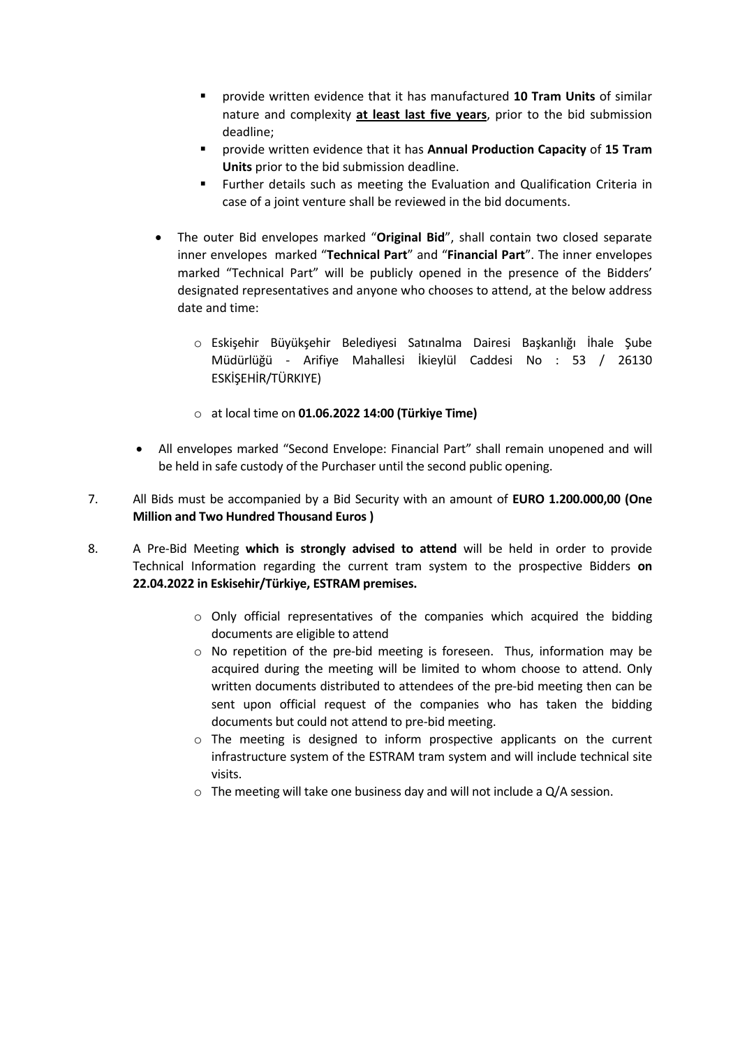- provide written evidence that it has manufactured **10 Tram Units** of similar nature and complexity **<u>at least last five years</u>**, prior to the bid submission deadline;
- provide written evidence that it has **Annual Production Capacity** of **15 Tram Units** prior to the bid submission deadline.
- Further details such as meeting the Evaluation and Qualification Criteria in case of a joint venture shall be reviewed in the bid documents.

- The outer Bid envelopes marked "**Original Bid**", shall contain two closed separate inner envelopes marked "**Technical Part**" and "**Financial Part**". The inner envelopes marked "Technical Part" will be publicly opened in the presence of the Bidders' designated representatives and anyone who chooses to attend, at the below address date and time:

  - Eskişehir Büyükşehir Belediyesi Satınalma Dairesi Başkanlığı İhale Şube Müdürlüğü - Arifiye Mahallesi İkieylül Caddesi No : 53 / 26130 ESKİŞEHİR/TÜRKIYE)
  - at local time on **01.06.2022 14:00 (Türkiye Time)**

- All envelopes marked "Second Envelope: Financial Part" shall remain unopened and will be held in safe custody of the Purchaser until the second public opening.

7. All Bids must be accompanied by a Bid Security with an amount of **EURO 1.200.000,00 (One Million and Two Hundred Thousand Euros )**

8. A Pre-Bid Meeting **which is strongly advised to attend** will be held in order to provide Technical Information regarding the current tram system to the prospective Bidders **on 22.04.2022 in Eskisehir/Türkiye, ESTRAM premises.**

   - Only official representatives of the companies which acquired the bidding documents are eligible to attend
   - No repetition of the pre-bid meeting is foreseen. Thus, information may be acquired during the meeting will be limited to whom choose to attend. Only written documents distributed to attendees of the pre-bid meeting then can be sent upon official request of the companies who has taken the bidding documents but could not attend to pre-bid meeting.
   - The meeting is designed to inform prospective applicants on the current infrastructure system of the ESTRAM tram system and will include technical site visits.
   - The meeting will take one business day and will not include a Q/A session.